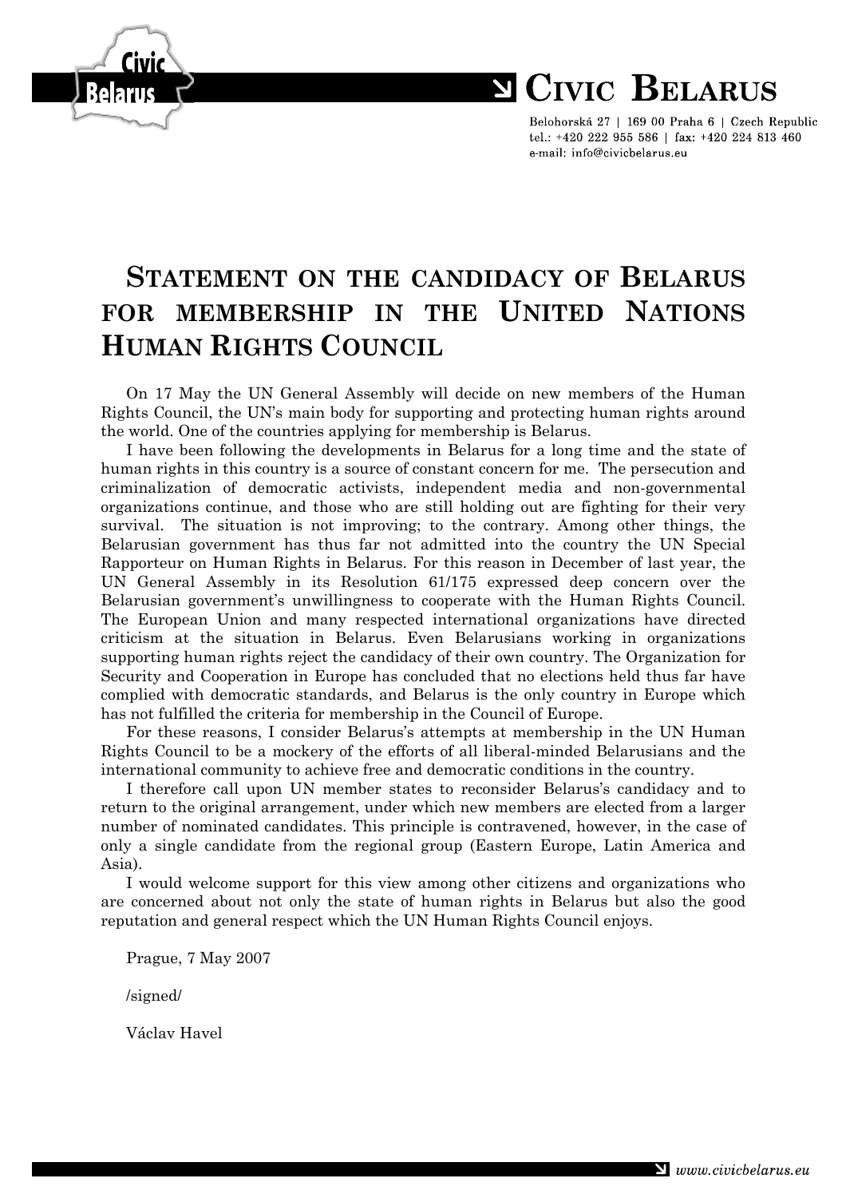Civic Belarus

# CIVIC BELARUS

Belohorská 27 | 169 00 Praha 6 | Czech Republic
tel.: +420 222 955 586 | fax: +420 224 813 460
e-mail: info@civicbelarus.eu

# STATEMENT ON THE CANDIDACY OF BELARUS FOR MEMBERSHIP IN THE UNITED NATIONS HUMAN RIGHTS COUNCIL

On 17 May the UN General Assembly will decide on new members of the Human Rights Council, the UN's main body for supporting and protecting human rights around the world. One of the countries applying for membership is Belarus.

I have been following the developments in Belarus for a long time and the state of human rights in this country is a source of constant concern for me. The persecution and criminalization of democratic activists, independent media and non-governmental organizations continue, and those who are still holding out are fighting for their very survival. The situation is not improving; to the contrary. Among other things, the Belarusian government has thus far not admitted into the country the UN Special Rapporteur on Human Rights in Belarus. For this reason in December of last year, the UN General Assembly in its Resolution 61/175 expressed deep concern over the Belarusian government's unwillingness to cooperate with the Human Rights Council. The European Union and many respected international organizations have directed criticism at the situation in Belarus. Even Belarusians working in organizations supporting human rights reject the candidacy of their own country. The Organization for Security and Cooperation in Europe has concluded that no elections held thus far have complied with democratic standards, and Belarus is the only country in Europe which has not fulfilled the criteria for membership in the Council of Europe.

For these reasons, I consider Belarus's attempts at membership in the UN Human Rights Council to be a mockery of the efforts of all liberal-minded Belarusians and the international community to achieve free and democratic conditions in the country.

I therefore call upon UN member states to reconsider Belarus's candidacy and to return to the original arrangement, under which new members are elected from a larger number of nominated candidates. This principle is contravened, however, in the case of only a single candidate from the regional group (Eastern Europe, Latin America and Asia).

I would welcome support for this view among other citizens and organizations who are concerned about not only the state of human rights in Belarus but also the good reputation and general respect which the UN Human Rights Council enjoys.

Prague, 7 May 2007

/signed/

Václav Havel

www.civicbelarus.eu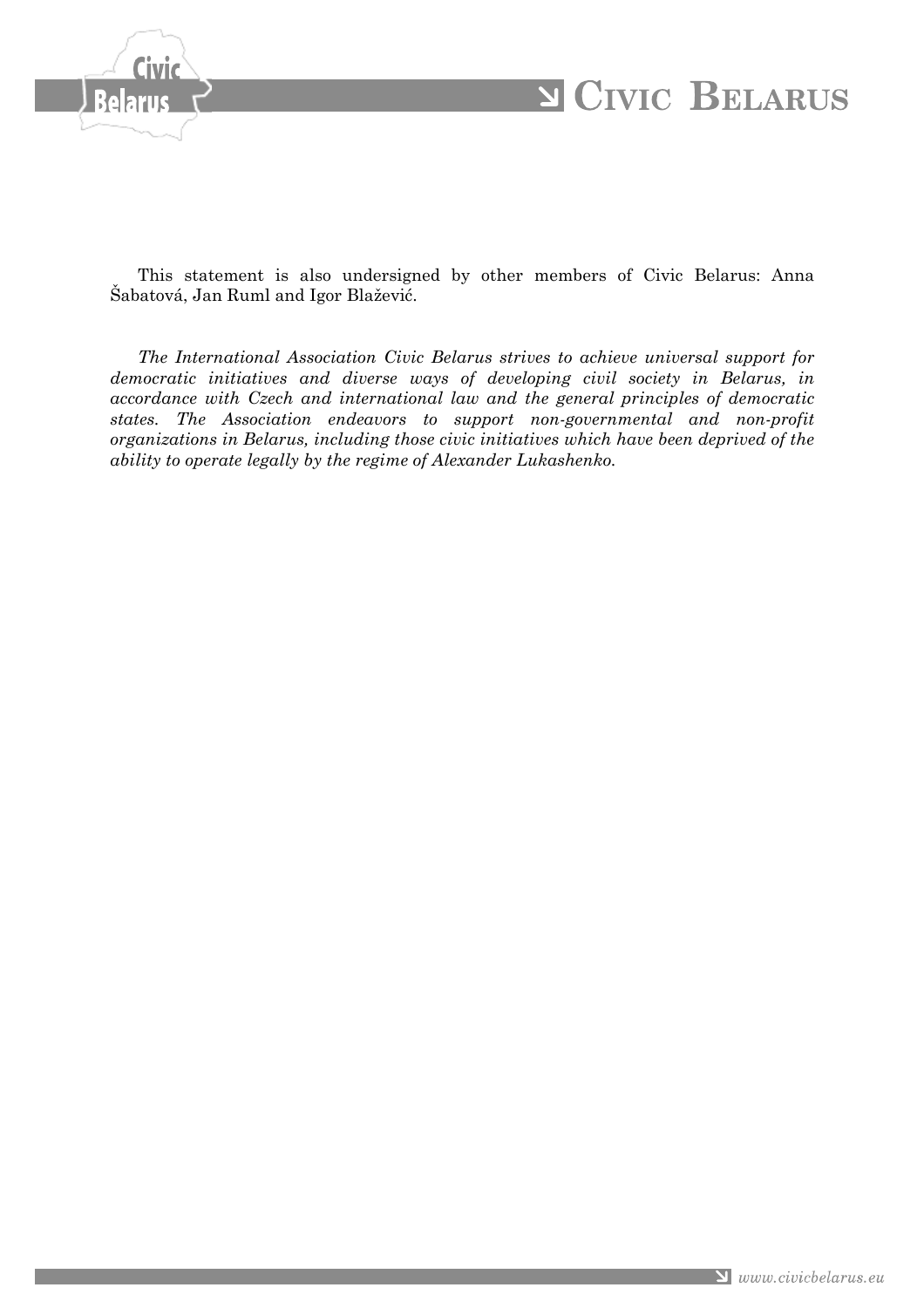This statement is also undersigned by other members of Civic Belarus: Anna Šabatová, Jan Ruml and Igor Blažević.

*The International Association Civic Belarus strives to achieve universal support for democratic initiatives and diverse ways of developing civil society in Belarus, in accordance with Czech and international law and the general principles of democratic states. The Association endeavors to support non-governmental and non-profit organizations in Belarus, including those civic initiatives which have been deprived of the ability to operate legally by the regime of Alexander Lukashenko.*